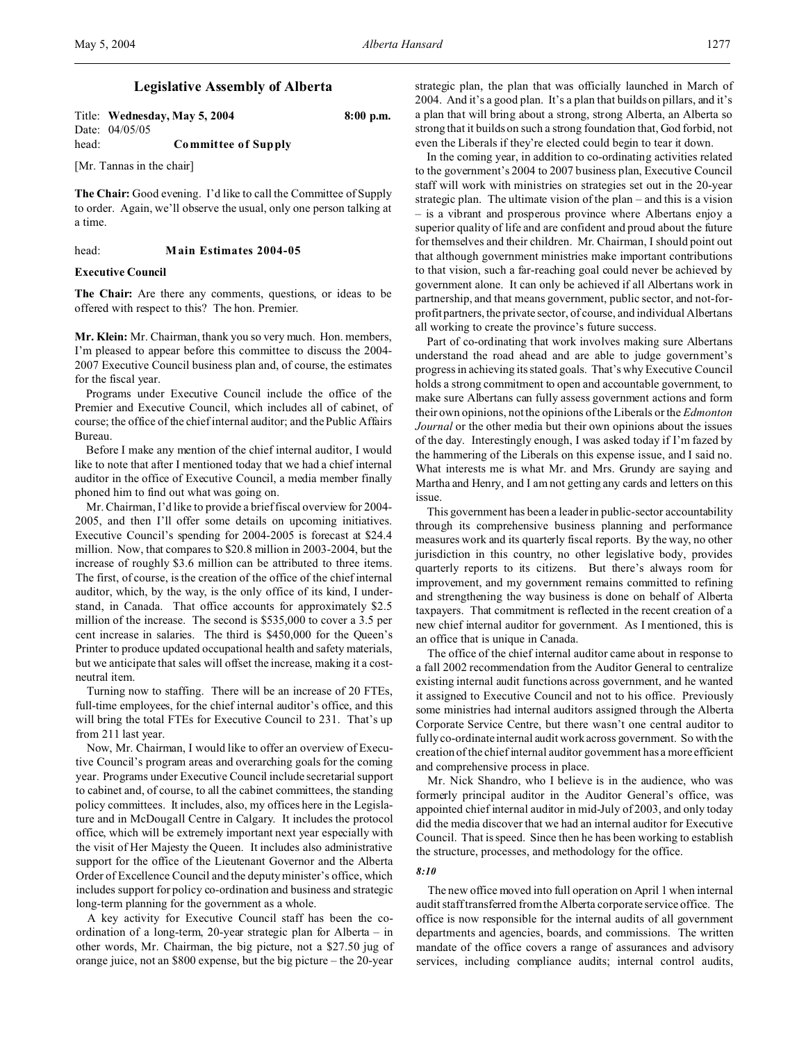## Legislative Assembly of Alberta

Title: **Wednesday, May 5, 2004** **8:00 p.m.**
Date: 04/05/05
head: **Committee of Supply**

[Mr. Tannas in the chair]

**The Chair:** Good evening. I'd like to call the Committee of Supply to order. Again, we'll observe the usual, only one person talking at a time.

head: **Main Estimates 2004-05**

**Executive Council**

**The Chair:** Are there any comments, questions, or ideas to be offered with respect to this? The hon. Premier.

**Mr. Klein:** Mr. Chairman, thank you so very much. Hon. members, I'm pleased to appear before this committee to discuss the 2004-2007 Executive Council business plan and, of course, the estimates for the fiscal year.

Programs under Executive Council include the office of the Premier and Executive Council, which includes all of cabinet, of course; the office of the chief internal auditor; and the Public Affairs Bureau.

Before I make any mention of the chief internal auditor, I would like to note that after I mentioned today that we had a chief internal auditor in the office of Executive Council, a media member finally phoned him to find out what was going on.

Mr. Chairman, I'd like to provide a brief fiscal overview for 2004-2005, and then I'll offer some details on upcoming initiatives. Executive Council's spending for 2004-2005 is forecast at \$24.4 million. Now, that compares to \$20.8 million in 2003-2004, but the increase of roughly \$3.6 million can be attributed to three items. The first, of course, is the creation of the office of the chief internal auditor, which, by the way, is the only office of its kind, I understand, in Canada. That office accounts for approximately \$2.5 million of the increase. The second is \$535,000 to cover a 3.5 per cent increase in salaries. The third is \$450,000 for the Queen's Printer to produce updated occupational health and safety materials, but we anticipate that sales will offset the increase, making it a cost-neutral item.

Turning now to staffing. There will be an increase of 20 FTEs, full-time employees, for the chief internal auditor's office, and this will bring the total FTEs for Executive Council to 231. That's up from 211 last year.

Now, Mr. Chairman, I would like to offer an overview of Executive Council's program areas and overarching goals for the coming year. Programs under Executive Council include secretarial support to cabinet and, of course, to all the cabinet committees, the standing policy committees. It includes, also, my offices here in the Legislature and in McDougall Centre in Calgary. It includes the protocol office, which will be extremely important next year especially with the visit of Her Majesty the Queen. It includes also administrative support for the office of the Lieutenant Governor and the Alberta Order of Excellence Council and the deputy minister's office, which includes support for policy co-ordination and business and strategic long-term planning for the government as a whole.

A key activity for Executive Council staff has been the co-ordination of a long-term, 20-year strategic plan for Alberta – in other words, Mr. Chairman, the big picture, not a \$27.50 jug of orange juice, not an \$800 expense, but the big picture – the 20-year strategic plan, the plan that was officially launched in March of 2004. And it's a good plan. It's a plan that builds on pillars, and it's a plan that will bring about a strong, strong Alberta, an Alberta so strong that it builds on such a strong foundation that, God forbid, not even the Liberals if they're elected could begin to tear it down.

In the coming year, in addition to co-ordinating activities related to the government's 2004 to 2007 business plan, Executive Council staff will work with ministries on strategies set out in the 20-year strategic plan. The ultimate vision of the plan – and this is a vision – is a vibrant and prosperous province where Albertans enjoy a superior quality of life and are confident and proud about the future for themselves and their children. Mr. Chairman, I should point out that although government ministries make important contributions to that vision, such a far-reaching goal could never be achieved by government alone. It can only be achieved if all Albertans work in partnership, and that means government, public sector, and not-for-profit partners, the private sector, of course, and individual Albertans all working to create the province's future success.

Part of co-ordinating that work involves making sure Albertans understand the road ahead and are able to judge government's progress in achieving its stated goals. That's why Executive Council holds a strong commitment to open and accountable government, to make sure Albertans can fully assess government actions and form their own opinions, not the opinions of the Liberals or the *Edmonton Journal* or the other media but their own opinions about the issues of the day. Interestingly enough, I was asked today if I'm fazed by the hammering of the Liberals on this expense issue, and I said no. What interests me is what Mr. and Mrs. Grundy are saying and Martha and Henry, and I am not getting any cards and letters on this issue.

This government has been a leader in public-sector accountability through its comprehensive business planning and performance measures work and its quarterly fiscal reports. By the way, no other jurisdiction in this country, no other legislative body, provides quarterly reports to its citizens. But there's always room for improvement, and my government remains committed to refining and strengthening the way business is done on behalf of Alberta taxpayers. That commitment is reflected in the recent creation of a new chief internal auditor for government. As I mentioned, this is an office that is unique in Canada.

The office of the chief internal auditor came about in response to a fall 2002 recommendation from the Auditor General to centralize existing internal audit functions across government, and he wanted it assigned to Executive Council and not to his office. Previously some ministries had internal auditors assigned through the Alberta Corporate Service Centre, but there wasn't one central auditor to fully co-ordinate internal audit work across government. So with the creation of the chief internal auditor government has a more efficient and comprehensive process in place.

Mr. Nick Shandro, who I believe is in the audience, who was formerly principal auditor in the Auditor General's office, was appointed chief internal auditor in mid-July of 2003, and only today did the media discover that we had an internal auditor for Executive Council. That is speed. Since then he has been working to establish the structure, processes, and methodology for the office.

*8:10*

The new office moved into full operation on April 1 when internal audit staff transferred from the Alberta corporate service office. The office is now responsible for the internal audits of all government departments and agencies, boards, and commissions. The written mandate of the office covers a range of assurances and advisory services, including compliance audits; internal control audits,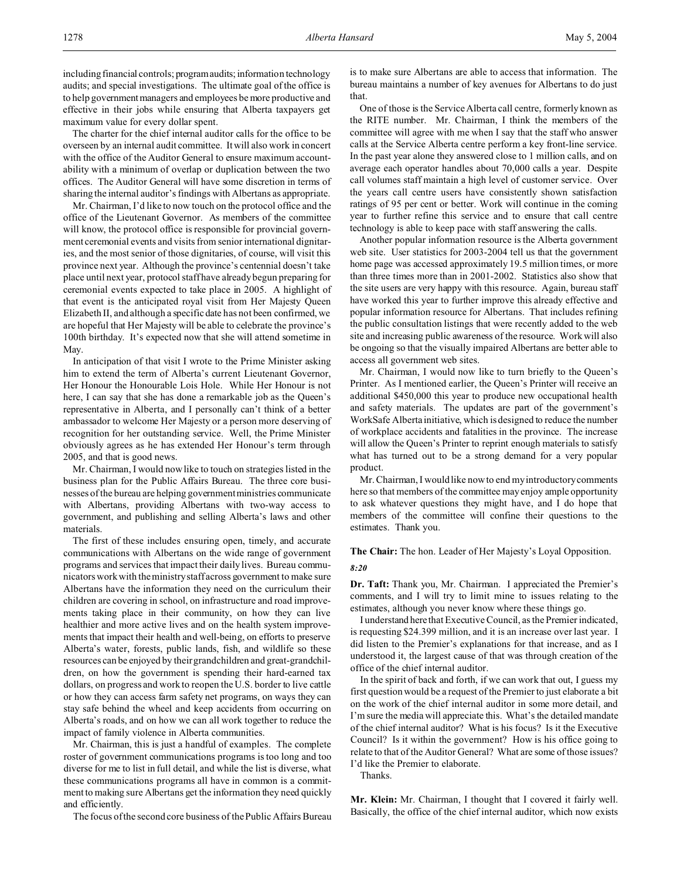including financial controls; program audits; information technology audits; and special investigations. The ultimate goal of the office is to help government managers and employees be more productive and effective in their jobs while ensuring that Alberta taxpayers get maximum value for every dollar spent.

The charter for the chief internal auditor calls for the office to be overseen by an internal audit committee. It will also work in concert with the office of the Auditor General to ensure maximum accountability with a minimum of overlap or duplication between the two offices. The Auditor General will have some discretion in terms of sharing the internal auditor's findings with Albertans as appropriate.

Mr. Chairman, I'd like to now touch on the protocol office and the office of the Lieutenant Governor. As members of the committee will know, the protocol office is responsible for provincial government ceremonial events and visits from senior international dignitaries, and the most senior of those dignitaries, of course, will visit this province next year. Although the province's centennial doesn't take place until next year, protocol staff have already begun preparing for ceremonial events expected to take place in 2005. A highlight of that event is the anticipated royal visit from Her Majesty Queen Elizabeth II, and although a specific date has not been confirmed, we are hopeful that Her Majesty will be able to celebrate the province's 100th birthday. It's expected now that she will attend sometime in May.

In anticipation of that visit I wrote to the Prime Minister asking him to extend the term of Alberta's current Lieutenant Governor, Her Honour the Honourable Lois Hole. While Her Honour is not here, I can say that she has done a remarkable job as the Queen's representative in Alberta, and I personally can't think of a better ambassador to welcome Her Majesty or a person more deserving of recognition for her outstanding service. Well, the Prime Minister obviously agrees as he has extended Her Honour's term through 2005, and that is good news.

Mr. Chairman, I would now like to touch on strategies listed in the business plan for the Public Affairs Bureau. The three core businesses of the bureau are helping government ministries communicate with Albertans, providing Albertans with two-way access to government, and publishing and selling Alberta's laws and other materials.

The first of these includes ensuring open, timely, and accurate communications with Albertans on the wide range of government programs and services that impact their daily lives. Bureau communicators work with the ministry staff across government to make sure Albertans have the information they need on the curriculum their children are covering in school, on infrastructure and road improvements taking place in their community, on how they can live healthier and more active lives and on the health system improvements that impact their health and well-being, on efforts to preserve Alberta's water, forests, public lands, fish, and wildlife so these resources can be enjoyed by their grandchildren and great-grandchildren, on how the government is spending their hard-earned tax dollars, on progress and work to reopen the U.S. border to live cattle or how they can access farm safety net programs, on ways they can stay safe behind the wheel and keep accidents from occurring on Alberta's roads, and on how we can all work together to reduce the impact of family violence in Alberta communities.

Mr. Chairman, this is just a handful of examples. The complete roster of government communications programs is too long and too diverse for me to list in full detail, and while the list is diverse, what these communications programs all have in common is a commitment to making sure Albertans get the information they need quickly and efficiently.

The focus of the second core business of the Public Affairs Bureau is to make sure Albertans are able to access that information. The bureau maintains a number of key avenues for Albertans to do just that.

One of those is the Service Alberta call centre, formerly known as the RITE number. Mr. Chairman, I think the members of the committee will agree with me when I say that the staff who answer calls at the Service Alberta centre perform a key front-line service. In the past year alone they answered close to 1 million calls, and on average each operator handles about 70,000 calls a year. Despite call volumes staff maintain a high level of customer service. Over the years call centre users have consistently shown satisfaction ratings of 95 per cent or better. Work will continue in the coming year to further refine this service and to ensure that call centre technology is able to keep pace with staff answering the calls.

Another popular information resource is the Alberta government web site. User statistics for 2003-2004 tell us that the government home page was accessed approximately 19.5 million times, or more than three times more than in 2001-2002. Statistics also show that the site users are very happy with this resource. Again, bureau staff have worked this year to further improve this already effective and popular information resource for Albertans. That includes refining the public consultation listings that were recently added to the web site and increasing public awareness of the resource. Work will also be ongoing so that the visually impaired Albertans are better able to access all government web sites.

Mr. Chairman, I would now like to turn briefly to the Queen's Printer. As I mentioned earlier, the Queen's Printer will receive an additional $450,000 this year to produce new occupational health and safety materials. The updates are part of the government's WorkSafe Alberta initiative, which is designed to reduce the number of workplace accidents and fatalities in the province. The increase will allow the Queen's Printer to reprint enough materials to satisfy what has turned out to be a strong demand for a very popular product.

Mr. Chairman, I would like now to end my introductory comments here so that members of the committee may enjoy ample opportunity to ask whatever questions they might have, and I do hope that members of the committee will confine their questions to the estimates. Thank you.

**The Chair:** The hon. Leader of Her Majesty's Loyal Opposition.

*8:20*

**Dr. Taft:** Thank you, Mr. Chairman. I appreciated the Premier's comments, and I will try to limit mine to issues relating to the estimates, although you never know where these things go.

I understand here that Executive Council, as the Premier indicated, is requesting $24.399 million, and it is an increase over last year. I did listen to the Premier's explanations for that increase, and as I understood it, the largest cause of that was through creation of the office of the chief internal auditor.

In the spirit of back and forth, if we can work that out, I guess my first question would be a request of the Premier to just elaborate a bit on the work of the chief internal auditor in some more detail, and I'm sure the media will appreciate this. What's the detailed mandate of the chief internal auditor? What is his focus? Is it the Executive Council? Is it within the government? How is his office going to relate to that of the Auditor General? What are some of those issues? I'd like the Premier to elaborate.

Thanks.

**Mr. Klein:** Mr. Chairman, I thought that I covered it fairly well. Basically, the office of the chief internal auditor, which now exists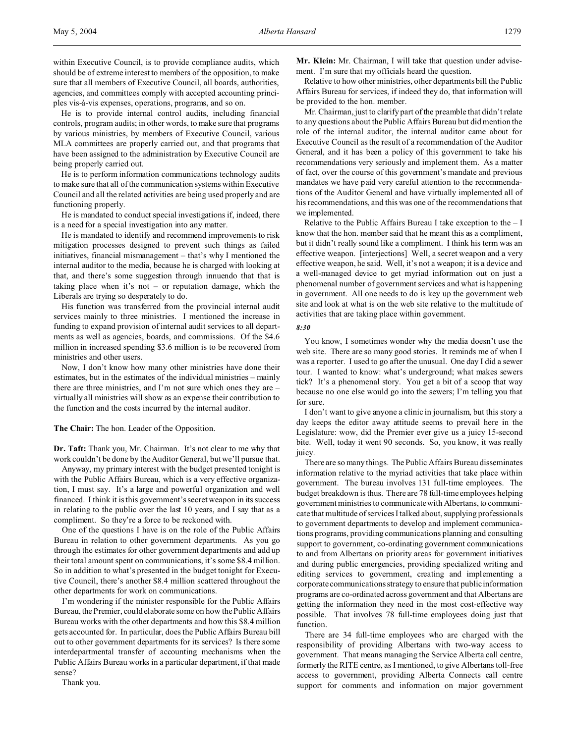within Executive Council, is to provide compliance audits, which should be of extreme interest to members of the opposition, to make sure that all members of Executive Council, all boards, authorities, agencies, and committees comply with accepted accounting principles vis-à-vis expenses, operations, programs, and so on.

He is to provide internal control audits, including financial controls, program audits; in other words, to make sure that programs by various ministries, by members of Executive Council, various MLA committees are properly carried out, and that programs that have been assigned to the administration by Executive Council are being properly carried out.

He is to perform information communications technology audits to make sure that all of the communication systems within Executive Council and all the related activities are being used properly and are functioning properly.

He is mandated to conduct special investigations if, indeed, there is a need for a special investigation into any matter.

He is mandated to identify and recommend improvements to risk mitigation processes designed to prevent such things as failed initiatives, financial mismanagement – that's why I mentioned the internal auditor to the media, because he is charged with looking at that, and there's some suggestion through innuendo that that is taking place when it's not – or reputation damage, which the Liberals are trying so desperately to do.

His function was transferred from the provincial internal audit services mainly to three ministries. I mentioned the increase in funding to expand provision of internal audit services to all departments as well as agencies, boards, and commissions. Of the $4.6 million in increased spending $3.6 million is to be recovered from ministries and other users.

Now, I don't know how many other ministries have done their estimates, but in the estimates of the individual ministries – mainly there are three ministries, and I'm not sure which ones they are – virtually all ministries will show as an expense their contribution to the function and the costs incurred by the internal auditor.

**The Chair:** The hon. Leader of the Opposition.

**Dr. Taft:** Thank you, Mr. Chairman. It's not clear to me why that work couldn't be done by the Auditor General, but we'll pursue that.

Anyway, my primary interest with the budget presented tonight is with the Public Affairs Bureau, which is a very effective organization, I must say. It's a large and powerful organization and well financed. I think it is this government's secret weapon in its success in relating to the public over the last 10 years, and I say that as a compliment. So they're a force to be reckoned with.

One of the questions I have is on the role of the Public Affairs Bureau in relation to other government departments. As you go through the estimates for other government departments and add up their total amount spent on communications, it's some $8.4 million. So in addition to what's presented in the budget tonight for Executive Council, there's another $8.4 million scattered throughout the other departments for work on communications.

I'm wondering if the minister responsible for the Public Affairs Bureau, the Premier, could elaborate some on how the Public Affairs Bureau works with the other departments and how this $8.4 million gets accounted for. In particular, does the Public Affairs Bureau bill out to other government departments for its services? Is there some interdepartmental transfer of accounting mechanisms when the Public Affairs Bureau works in a particular department, if that made sense?

Thank you.

**Mr. Klein:** Mr. Chairman, I will take that question under advisement. I'm sure that my officials heard the question.

Relative to how other ministries, other departments bill the Public Affairs Bureau for services, if indeed they do, that information will be provided to the hon. member.

Mr. Chairman, just to clarify part of the preamble that didn't relate to any questions about the Public Affairs Bureau but did mention the role of the internal auditor, the internal auditor came about for Executive Council as the result of a recommendation of the Auditor General, and it has been a policy of this government to take his recommendations very seriously and implement them. As a matter of fact, over the course of this government's mandate and previous mandates we have paid very careful attention to the recommendations of the Auditor General and have virtually implemented all of his recommendations, and this was one of the recommendations that we implemented.

Relative to the Public Affairs Bureau I take exception to the – I know that the hon. member said that he meant this as a compliment, but it didn't really sound like a compliment. I think his term was an effective weapon. [interjections] Well, a secret weapon and a very effective weapon, he said. Well, it's not a weapon; it is a device and a well-managed device to get myriad information out on just a phenomenal number of government services and what is happening in government. All one needs to do is key up the government web site and look at what is on the web site relative to the multitude of activities that are taking place within government.

*8:30*

You know, I sometimes wonder why the media doesn't use the web site. There are so many good stories. It reminds me of when I was a reporter. I used to go after the unusual. One day I did a sewer tour. I wanted to know: what's underground; what makes sewers tick? It's a phenomenal story. You get a bit of a scoop that way because no one else would go into the sewers; I'm telling you that for sure.

I don't want to give anyone a clinic in journalism, but this story a day keeps the editor away attitude seems to prevail here in the Legislature: wow, did the Premier ever give us a juicy 15-second bite. Well, today it went 90 seconds. So, you know, it was really juicy.

There are so many things. The Public Affairs Bureau disseminates information relative to the myriad activities that take place within government. The bureau involves 131 full-time employees. The budget breakdown is thus. There are 78 full-time employees helping government ministries to communicate with Albertans, to communicate that multitude of services I talked about, supplying professionals to government departments to develop and implement communications programs, providing communications planning and consulting support to government, co-ordinating government communications to and from Albertans on priority areas for government initiatives and during public emergencies, providing specialized writing and editing services to government, creating and implementing a corporate communications strategy to ensure that public information programs are co-ordinated across government and that Albertans are getting the information they need in the most cost-effective way possible. That involves 78 full-time employees doing just that function.

There are 34 full-time employees who are charged with the responsibility of providing Albertans with two-way access to government. That means managing the Service Alberta call centre, formerly the RITE centre, as I mentioned, to give Albertans toll-free access to government, providing Alberta Connects call centre support for comments and information on major government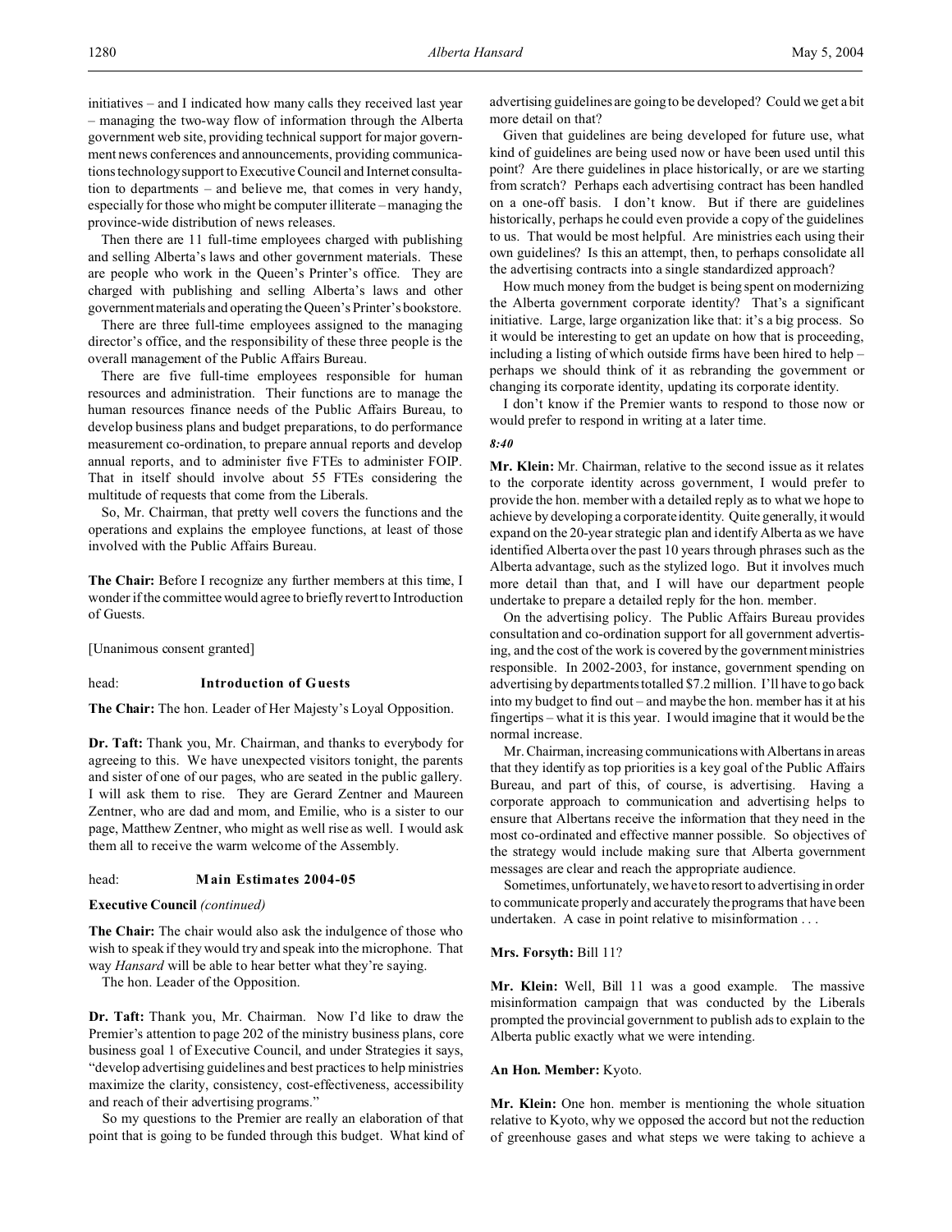initiatives – and I indicated how many calls they received last year – managing the two-way flow of information through the Alberta government web site, providing technical support for major government news conferences and announcements, providing communications technology support to Executive Council and Internet consultation to departments – and believe me, that comes in very handy, especially for those who might be computer illiterate – managing the province-wide distribution of news releases.

Then there are 11 full-time employees charged with publishing and selling Alberta's laws and other government materials. These are people who work in the Queen's Printer's office. They are charged with publishing and selling Alberta's laws and other government materials and operating the Queen's Printer's bookstore.

There are three full-time employees assigned to the managing director's office, and the responsibility of these three people is the overall management of the Public Affairs Bureau.

There are five full-time employees responsible for human resources and administration. Their functions are to manage the human resources finance needs of the Public Affairs Bureau, to develop business plans and budget preparations, to do performance measurement co-ordination, to prepare annual reports and develop annual reports, and to administer five FTEs to administer FOIP. That in itself should involve about 55 FTEs considering the multitude of requests that come from the Liberals.

So, Mr. Chairman, that pretty well covers the functions and the operations and explains the employee functions, at least of those involved with the Public Affairs Bureau.

**The Chair:** Before I recognize any further members at this time, I wonder if the committee would agree to briefly revert to Introduction of Guests.

[Unanimous consent granted]

head: **Introduction of Guests**

**The Chair:** The hon. Leader of Her Majesty's Loyal Opposition.

**Dr. Taft:** Thank you, Mr. Chairman, and thanks to everybody for agreeing to this. We have unexpected visitors tonight, the parents and sister of one of our pages, who are seated in the public gallery. I will ask them to rise. They are Gerard Zentner and Maureen Zentner, who are dad and mom, and Emilie, who is a sister to our page, Matthew Zentner, who might as well rise as well. I would ask them all to receive the warm welcome of the Assembly.

head: **Main Estimates 2004-05**

**Executive Council** *(continued)*

**The Chair:** The chair would also ask the indulgence of those who wish to speak if they would try and speak into the microphone. That way *Hansard* will be able to hear better what they're saying.

The hon. Leader of the Opposition.

**Dr. Taft:** Thank you, Mr. Chairman. Now I'd like to draw the Premier's attention to page 202 of the ministry business plans, core business goal 1 of Executive Council, and under Strategies it says, "develop advertising guidelines and best practices to help ministries maximize the clarity, consistency, cost-effectiveness, accessibility and reach of their advertising programs."

So my questions to the Premier are really an elaboration of that point that is going to be funded through this budget. What kind of advertising guidelines are going to be developed? Could we get a bit more detail on that?

Given that guidelines are being developed for future use, what kind of guidelines are being used now or have been used until this point? Are there guidelines in place historically, or are we starting from scratch? Perhaps each advertising contract has been handled on a one-off basis. I don't know. But if there are guidelines historically, perhaps he could even provide a copy of the guidelines to us. That would be most helpful. Are ministries each using their own guidelines? Is this an attempt, then, to perhaps consolidate all the advertising contracts into a single standardized approach?

How much money from the budget is being spent on modernizing the Alberta government corporate identity? That's a significant initiative. Large, large organization like that: it's a big process. So it would be interesting to get an update on how that is proceeding, including a listing of which outside firms have been hired to help – perhaps we should think of it as rebranding the government or changing its corporate identity, updating its corporate identity.

I don't know if the Premier wants to respond to those now or would prefer to respond in writing at a later time.

*8:40*

**Mr. Klein:** Mr. Chairman, relative to the second issue as it relates to the corporate identity across government, I would prefer to provide the hon. member with a detailed reply as to what we hope to achieve by developing a corporate identity. Quite generally, it would expand on the 20-year strategic plan and identify Alberta as we have identified Alberta over the past 10 years through phrases such as the Alberta advantage, such as the stylized logo. But it involves much more detail than that, and I will have our department people undertake to prepare a detailed reply for the hon. member.

On the advertising policy. The Public Affairs Bureau provides consultation and co-ordination support for all government advertising, and the cost of the work is covered by the government ministries responsible. In 2002-2003, for instance, government spending on advertising by departments totalled $7.2 million. I'll have to go back into my budget to find out – and maybe the hon. member has it at his fingertips – what it is this year. I would imagine that it would be the normal increase.

Mr. Chairman, increasing communications with Albertans in areas that they identify as top priorities is a key goal of the Public Affairs Bureau, and part of this, of course, is advertising. Having a corporate approach to communication and advertising helps to ensure that Albertans receive the information that they need in the most co-ordinated and effective manner possible. So objectives of the strategy would include making sure that Alberta government messages are clear and reach the appropriate audience.

Sometimes, unfortunately, we have to resort to advertising in order to communicate properly and accurately the programs that have been undertaken. A case in point relative to misinformation . . .

**Mrs. Forsyth:** Bill 11?

**Mr. Klein:** Well, Bill 11 was a good example. The massive misinformation campaign that was conducted by the Liberals prompted the provincial government to publish ads to explain to the Alberta public exactly what we were intending.

**An Hon. Member:** Kyoto.

**Mr. Klein:** One hon. member is mentioning the whole situation relative to Kyoto, why we opposed the accord but not the reduction of greenhouse gases and what steps we were taking to achieve a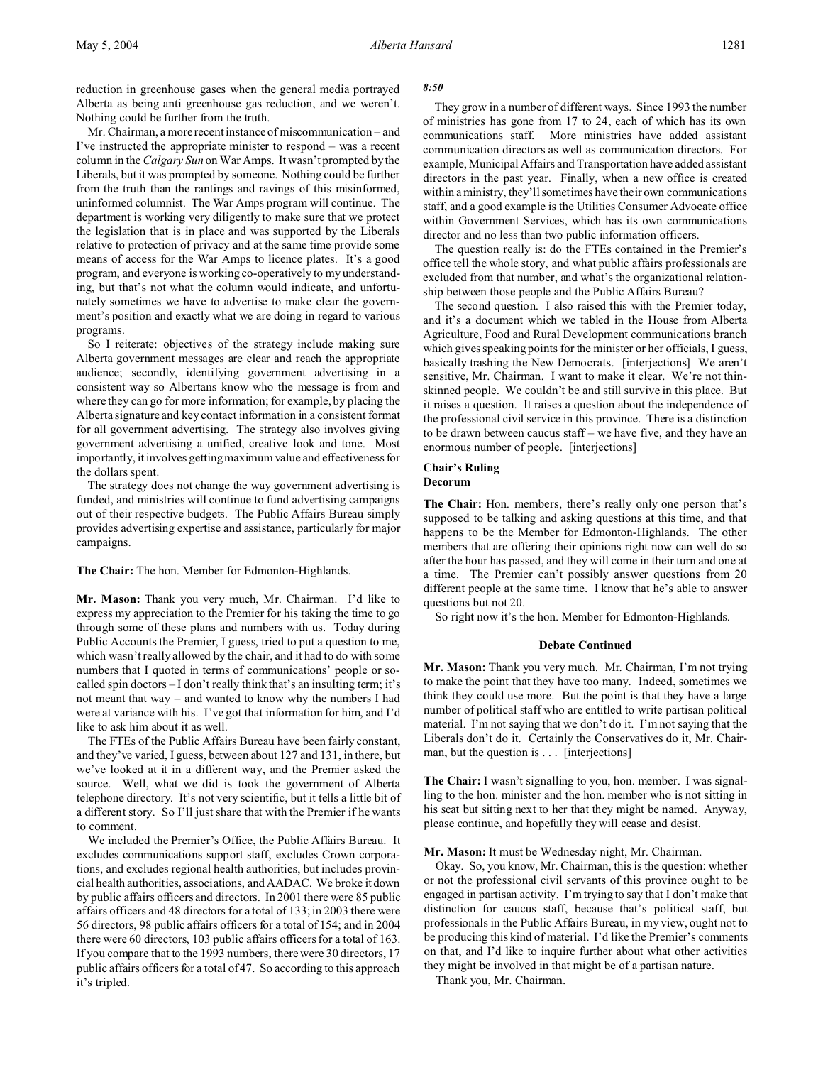reduction in greenhouse gases when the general media portrayed Alberta as being anti greenhouse gas reduction, and we weren't. Nothing could be further from the truth.

Mr. Chairman, a more recent instance of miscommunication – and I've instructed the appropriate minister to respond – was a recent column in the *Calgary Sun* on War Amps. It wasn't prompted by the Liberals, but it was prompted by someone. Nothing could be further from the truth than the rantings and ravings of this misinformed, uninformed columnist. The War Amps program will continue. The department is working very diligently to make sure that we protect the legislation that is in place and was supported by the Liberals relative to protection of privacy and at the same time provide some means of access for the War Amps to licence plates. It's a good program, and everyone is working co-operatively to my understanding, but that's not what the column would indicate, and unfortunately sometimes we have to advertise to make clear the government's position and exactly what we are doing in regard to various programs.

So I reiterate: objectives of the strategy include making sure Alberta government messages are clear and reach the appropriate audience; secondly, identifying government advertising in a consistent way so Albertans know who the message is from and where they can go for more information; for example, by placing the Alberta signature and key contact information in a consistent format for all government advertising. The strategy also involves giving government advertising a unified, creative look and tone. Most importantly, it involves getting maximum value and effectiveness for the dollars spent.

The strategy does not change the way government advertising is funded, and ministries will continue to fund advertising campaigns out of their respective budgets. The Public Affairs Bureau simply provides advertising expertise and assistance, particularly for major campaigns.

**The Chair:** The hon. Member for Edmonton-Highlands.

**Mr. Mason:** Thank you very much, Mr. Chairman. I'd like to express my appreciation to the Premier for his taking the time to go through some of these plans and numbers with us. Today during Public Accounts the Premier, I guess, tried to put a question to me, which wasn't really allowed by the chair, and it had to do with some numbers that I quoted in terms of communications' people or so-called spin doctors – I don't really think that's an insulting term; it's not meant that way – and wanted to know why the numbers I had were at variance with his. I've got that information for him, and I'd like to ask him about it as well.

The FTEs of the Public Affairs Bureau have been fairly constant, and they've varied, I guess, between about 127 and 131, in there, but we've looked at it in a different way, and the Premier asked the source. Well, what we did is took the government of Alberta telephone directory. It's not very scientific, but it tells a little bit of a different story. So I'll just share that with the Premier if he wants to comment.

We included the Premier's Office, the Public Affairs Bureau. It excludes communications support staff, excludes Crown corporations, and excludes regional health authorities, but includes provincial health authorities, associations, and AADAC. We broke it down by public affairs officers and directors. In 2001 there were 85 public affairs officers and 48 directors for a total of 133; in 2003 there were 56 directors, 98 public affairs officers for a total of 154; and in 2004 there were 60 directors, 103 public affairs officers for a total of 163. If you compare that to the 1993 numbers, there were 30 directors, 17 public affairs officers for a total of 47. So according to this approach it's tripled.

*8:50*

They grow in a number of different ways. Since 1993 the number of ministries has gone from 17 to 24, each of which has its own communications staff. More ministries have added assistant communication directors as well as communication directors. For example, Municipal Affairs and Transportation have added assistant directors in the past year. Finally, when a new office is created within a ministry, they'll sometimes have their own communications staff, and a good example is the Utilities Consumer Advocate office within Government Services, which has its own communications director and no less than two public information officers.

The question really is: do the FTEs contained in the Premier's office tell the whole story, and what public affairs professionals are excluded from that number, and what's the organizational relationship between those people and the Public Affairs Bureau?

The second question. I also raised this with the Premier today, and it's a document which we tabled in the House from Alberta Agriculture, Food and Rural Development communications branch which gives speaking points for the minister or her officials, I guess, basically trashing the New Democrats. [interjections] We aren't sensitive, Mr. Chairman. I want to make it clear. We're not thin-skinned people. We couldn't be and still survive in this place. But it raises a question. It raises a question about the independence of the professional civil service in this province. There is a distinction to be drawn between caucus staff – we have five, and they have an enormous number of people. [interjections]

## Chair's Ruling
## Decorum

**The Chair:** Hon. members, there's really only one person that's supposed to be talking and asking questions at this time, and that happens to be the Member for Edmonton-Highlands. The other members that are offering their opinions right now can well do so after the hour has passed, and they will come in their turn and one at a time. The Premier can't possibly answer questions from 20 different people at the same time. I know that he's able to answer questions but not 20.

So right now it's the hon. Member for Edmonton-Highlands.

## Debate Continued

**Mr. Mason:** Thank you very much. Mr. Chairman, I'm not trying to make the point that they have too many. Indeed, sometimes we think they could use more. But the point is that they have a large number of political staff who are entitled to write partisan political material. I'm not saying that we don't do it. I'm not saying that the Liberals don't do it. Certainly the Conservatives do it, Mr. Chairman, but the question is . . . [interjections]

**The Chair:** I wasn't signalling to you, hon. member. I was signalling to the hon. minister and the hon. member who is not sitting in his seat but sitting next to her that they might be named. Anyway, please continue, and hopefully they will cease and desist.

**Mr. Mason:** It must be Wednesday night, Mr. Chairman.

Okay. So, you know, Mr. Chairman, this is the question: whether or not the professional civil servants of this province ought to be engaged in partisan activity. I'm trying to say that I don't make that distinction for caucus staff, because that's political staff, but professionals in the Public Affairs Bureau, in my view, ought not to be producing this kind of material. I'd like the Premier's comments on that, and I'd like to inquire further about what other activities they might be involved in that might be of a partisan nature.

Thank you, Mr. Chairman.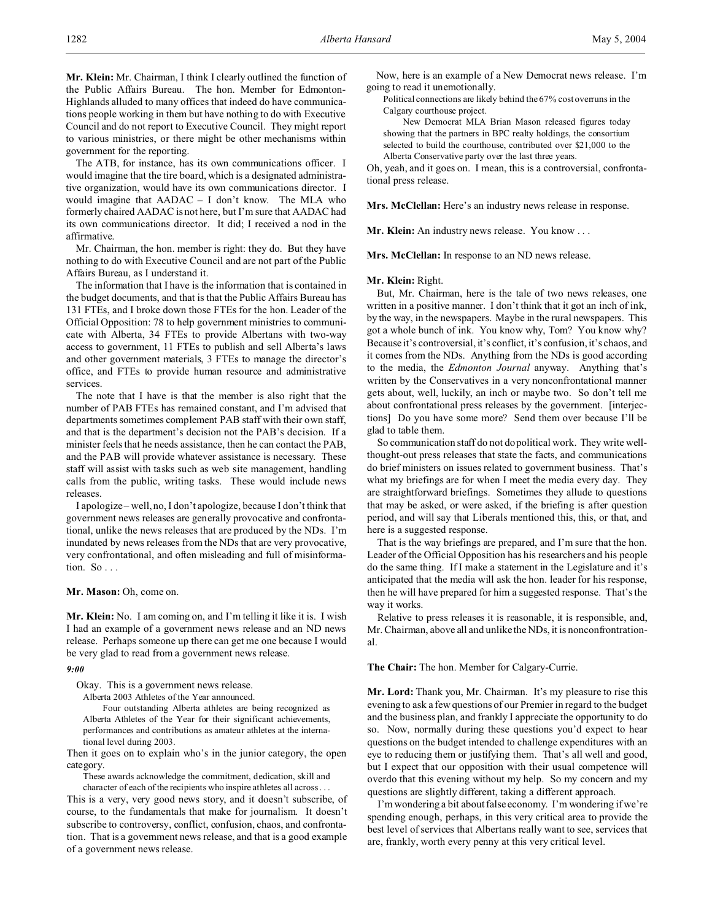**Mr. Klein:** Mr. Chairman, I think I clearly outlined the function of the Public Affairs Bureau. The hon. Member for Edmonton-Highlands alluded to many offices that indeed do have communications people working in them but have nothing to do with Executive Council and do not report to Executive Council. They might report to various ministries, or there might be other mechanisms within government for the reporting.

The ATB, for instance, has its own communications officer. I would imagine that the tire board, which is a designated administrative organization, would have its own communications director. I would imagine that AADAC – I don't know. The MLA who formerly chaired AADAC is not here, but I'm sure that AADAC had its own communications director. It did; I received a nod in the affirmative.

Mr. Chairman, the hon. member is right: they do. But they have nothing to do with Executive Council and are not part of the Public Affairs Bureau, as I understand it.

The information that I have is the information that is contained in the budget documents, and that is that the Public Affairs Bureau has 131 FTEs, and I broke down those FTEs for the hon. Leader of the Official Opposition: 78 to help government ministries to communicate with Alberta, 34 FTEs to provide Albertans with two-way access to government, 11 FTEs to publish and sell Alberta's laws and other government materials, 3 FTEs to manage the director's office, and FTEs to provide human resource and administrative services.

The note that I have is that the member is also right that the number of PAB FTEs has remained constant, and I'm advised that departments sometimes complement PAB staff with their own staff, and that is the department's decision not the PAB's decision. If a minister feels that he needs assistance, then he can contact the PAB, and the PAB will provide whatever assistance is necessary. These staff will assist with tasks such as web site management, handling calls from the public, writing tasks. These would include news releases.

I apologize – well, no, I don't apologize, because I don't think that government news releases are generally provocative and confrontational, unlike the news releases that are produced by the NDs. I'm inundated by news releases from the NDs that are very provocative, very confrontational, and often misleading and full of misinformation. So . . .

**Mr. Mason:** Oh, come on.

**Mr. Klein:** No. I am coming on, and I'm telling it like it is. I wish I had an example of a government news release and an ND news release. Perhaps someone up there can get me one because I would be very glad to read from a government news release.

*9:00*

Okay. This is a government news release.

> Alberta 2003 Athletes of the Year announced.
>
> Four outstanding Alberta athletes are being recognized as Alberta Athletes of the Year for their significant achievements, performances and contributions as amateur athletes at the international level during 2003.

Then it goes on to explain who's in the junior category, the open category.

> These awards acknowledge the commitment, dedication, skill and character of each of the recipients who inspire athletes all across . . .

This is a very, very good news story, and it doesn't subscribe, of course, to the fundamentals that make for journalism. It doesn't subscribe to controversy, conflict, confusion, chaos, and confrontation. That is a government news release, and that is a good example of a government news release.

Now, here is an example of a New Democrat news release. I'm going to read it unemotionally.

> Political connections are likely behind the 67% cost overruns in the Calgary courthouse project.
>
> New Democrat MLA Brian Mason released figures today showing that the partners in BPC realty holdings, the consortium selected to build the courthouse, contributed over $21,000 to the Alberta Conservative party over the last three years.

Oh, yeah, and it goes on. I mean, this is a controversial, confrontational press release.

**Mrs. McClellan:** Here's an industry news release in response.

**Mr. Klein:** An industry news release. You know . . .

**Mrs. McClellan:** In response to an ND news release.

**Mr. Klein:** Right.

But, Mr. Chairman, here is the tale of two news releases, one written in a positive manner. I don't think that it got an inch of ink, by the way, in the newspapers. Maybe in the rural newspapers. This got a whole bunch of ink. You know why, Tom? You know why? Because it's controversial, it's conflict, it's confusion, it's chaos, and it comes from the NDs. Anything from the NDs is good according to the media, the *Edmonton Journal* anyway. Anything that's written by the Conservatives in a very nonconfrontational manner gets about, well, luckily, an inch or maybe two. So don't tell me about confrontational press releases by the government. [interjections] Do you have some more? Send them over because I'll be glad to table them.

So communication staff do not do political work. They write well-thought-out press releases that state the facts, and communications do brief ministers on issues related to government business. That's what my briefings are for when I meet the media every day. They are straightforward briefings. Sometimes they allude to questions that may be asked, or were asked, if the briefing is after question period, and will say that Liberals mentioned this, this, or that, and here is a suggested response.

That is the way briefings are prepared, and I'm sure that the hon. Leader of the Official Opposition has his researchers and his people do the same thing. If I make a statement in the Legislature and it's anticipated that the media will ask the hon. leader for his response, then he will have prepared for him a suggested response. That's the way it works.

Relative to press releases it is reasonable, it is responsible, and, Mr. Chairman, above all and unlike the NDs, it is nonconfrontrontational.

**The Chair:** The hon. Member for Calgary-Currie.

**Mr. Lord:** Thank you, Mr. Chairman. It's my pleasure to rise this evening to ask a few questions of our Premier in regard to the budget and the business plan, and frankly I appreciate the opportunity to do so. Now, normally during these questions you'd expect to hear questions on the budget intended to challenge expenditures with an eye to reducing them or justifying them. That's all well and good, but I expect that our opposition with their usual competence will overdo that this evening without my help. So my concern and my questions are slightly different, taking a different approach.

I'm wondering a bit about false economy. I'm wondering if we're spending enough, perhaps, in this very critical area to provide the best level of services that Albertans really want to see, services that are, frankly, worth every penny at this very critical level.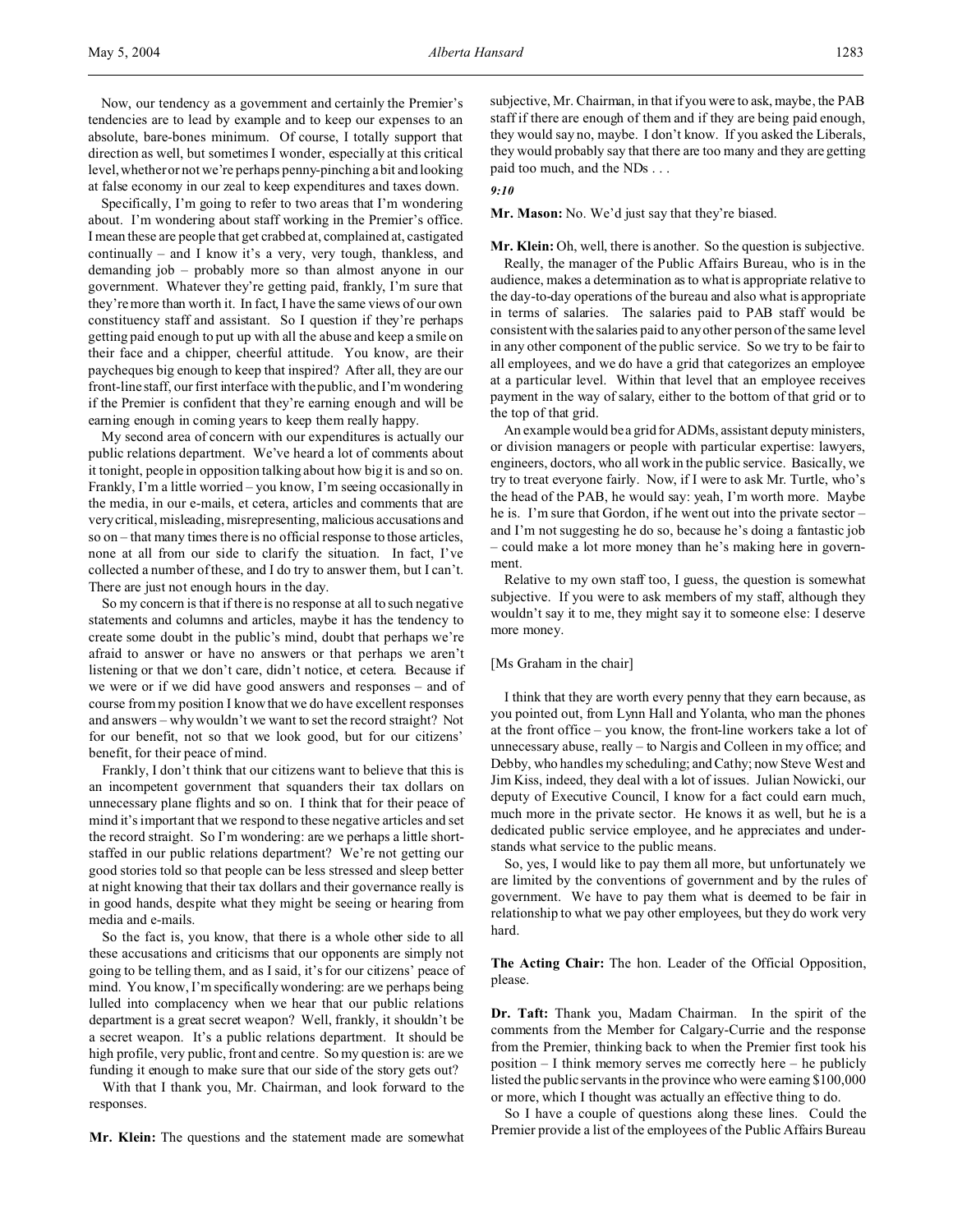Now, our tendency as a government and certainly the Premier's tendencies are to lead by example and to keep our expenses to an absolute, bare-bones minimum. Of course, I totally support that direction as well, but sometimes I wonder, especially at this critical level, whether or not we're perhaps penny-pinching a bit and looking at false economy in our zeal to keep expenditures and taxes down.

Specifically, I'm going to refer to two areas that I'm wondering about. I'm wondering about staff working in the Premier's office. I mean these are people that get crabbed at, complained at, castigated continually – and I know it's a very, very tough, thankless, and demanding job – probably more so than almost anyone in our government. Whatever they're getting paid, frankly, I'm sure that they're more than worth it. In fact, I have the same views of our own constituency staff and assistant. So I question if they're perhaps getting paid enough to put up with all the abuse and keep a smile on their face and a chipper, cheerful attitude. You know, are their paycheques big enough to keep that inspired? After all, they are our front-line staff, our first interface with the public, and I'm wondering if the Premier is confident that they're earning enough and will be earning enough in coming years to keep them really happy.

My second area of concern with our expenditures is actually our public relations department. We've heard a lot of comments about it tonight, people in opposition talking about how big it is and so on. Frankly, I'm a little worried – you know, I'm seeing occasionally in the media, in our e-mails, et cetera, articles and comments that are very critical, misleading, misrepresenting, malicious accusations and so on – that many times there is no official response to those articles, none at all from our side to clarify the situation. In fact, I've collected a number of these, and I do try to answer them, but I can't. There are just not enough hours in the day.

So my concern is that if there is no response at all to such negative statements and columns and articles, maybe it has the tendency to create some doubt in the public's mind, doubt that perhaps we're afraid to answer or have no answers or that perhaps we aren't listening or that we don't care, didn't notice, et cetera. Because if we were or if we did have good answers and responses – and of course from my position I know that we do have excellent responses and answers – why wouldn't we want to set the record straight? Not for our benefit, not so that we look good, but for our citizens' benefit, for their peace of mind.

Frankly, I don't think that our citizens want to believe that this is an incompetent government that squanders their tax dollars on unnecessary plane flights and so on. I think that for their peace of mind it's important that we respond to these negative articles and set the record straight. So I'm wondering: are we perhaps a little short-staffed in our public relations department? We're not getting our good stories told so that people can be less stressed and sleep better at night knowing that their tax dollars and their governance really is in good hands, despite what they might be seeing or hearing from media and e-mails.

So the fact is, you know, that there is a whole other side to all these accusations and criticisms that our opponents are simply not going to be telling them, and as I said, it's for our citizens' peace of mind. You know, I'm specifically wondering: are we perhaps being lulled into complacency when we hear that our public relations department is a great secret weapon? Well, frankly, it shouldn't be a secret weapon. It's a public relations department. It should be high profile, very public, front and centre. So my question is: are we funding it enough to make sure that our side of the story gets out?

With that I thank you, Mr. Chairman, and look forward to the responses.

**Mr. Klein:** The questions and the statement made are somewhat subjective, Mr. Chairman, in that if you were to ask, maybe, the PAB staff if there are enough of them and if they are being paid enough, they would say no, maybe. I don't know. If you asked the Liberals, they would probably say that there are too many and they are getting paid too much, and the NDs . . .

*9:10*

**Mr. Mason:** No. We'd just say that they're biased.

**Mr. Klein:** Oh, well, there is another. So the question is subjective.

Really, the manager of the Public Affairs Bureau, who is in the audience, makes a determination as to what is appropriate relative to the day-to-day operations of the bureau and also what is appropriate in terms of salaries. The salaries paid to PAB staff would be consistent with the salaries paid to any other person of the same level in any other component of the public service. So we try to be fair to all employees, and we do have a grid that categorizes an employee at a particular level. Within that level that an employee receives payment in the way of salary, either to the bottom of that grid or to the top of that grid.

An example would be a grid for ADMs, assistant deputy ministers, or division managers or people with particular expertise: lawyers, engineers, doctors, who all work in the public service. Basically, we try to treat everyone fairly. Now, if I were to ask Mr. Turtle, who's the head of the PAB, he would say: yeah, I'm worth more. Maybe he is. I'm sure that Gordon, if he went out into the private sector – and I'm not suggesting he do so, because he's doing a fantastic job – could make a lot more money than he's making here in government.

Relative to my own staff too, I guess, the question is somewhat subjective. If you were to ask members of my staff, although they wouldn't say it to me, they might say it to someone else: I deserve more money.

[Ms Graham in the chair]

I think that they are worth every penny that they earn because, as you pointed out, from Lynn Hall and Yolanta, who man the phones at the front office – you know, the front-line workers take a lot of unnecessary abuse, really – to Nargis and Colleen in my office; and Debby, who handles my scheduling; and Cathy; now Steve West and Jim Kiss, indeed, they deal with a lot of issues. Julian Nowicki, our deputy of Executive Council, I know for a fact could earn much, much more in the private sector. He knows it as well, but he is a dedicated public service employee, and he appreciates and understands what service to the public means.

So, yes, I would like to pay them all more, but unfortunately we are limited by the conventions of government and by the rules of government. We have to pay them what is deemed to be fair in relationship to what we pay other employees, but they do work very hard.

**The Acting Chair:** The hon. Leader of the Official Opposition, please.

**Dr. Taft:** Thank you, Madam Chairman. In the spirit of the comments from the Member for Calgary-Currie and the response from the Premier, thinking back to when the Premier first took his position – I think memory serves me correctly here – he publicly listed the public servants in the province who were earning $100,000 or more, which I thought was actually an effective thing to do.

So I have a couple of questions along these lines. Could the Premier provide a list of the employees of the Public Affairs Bureau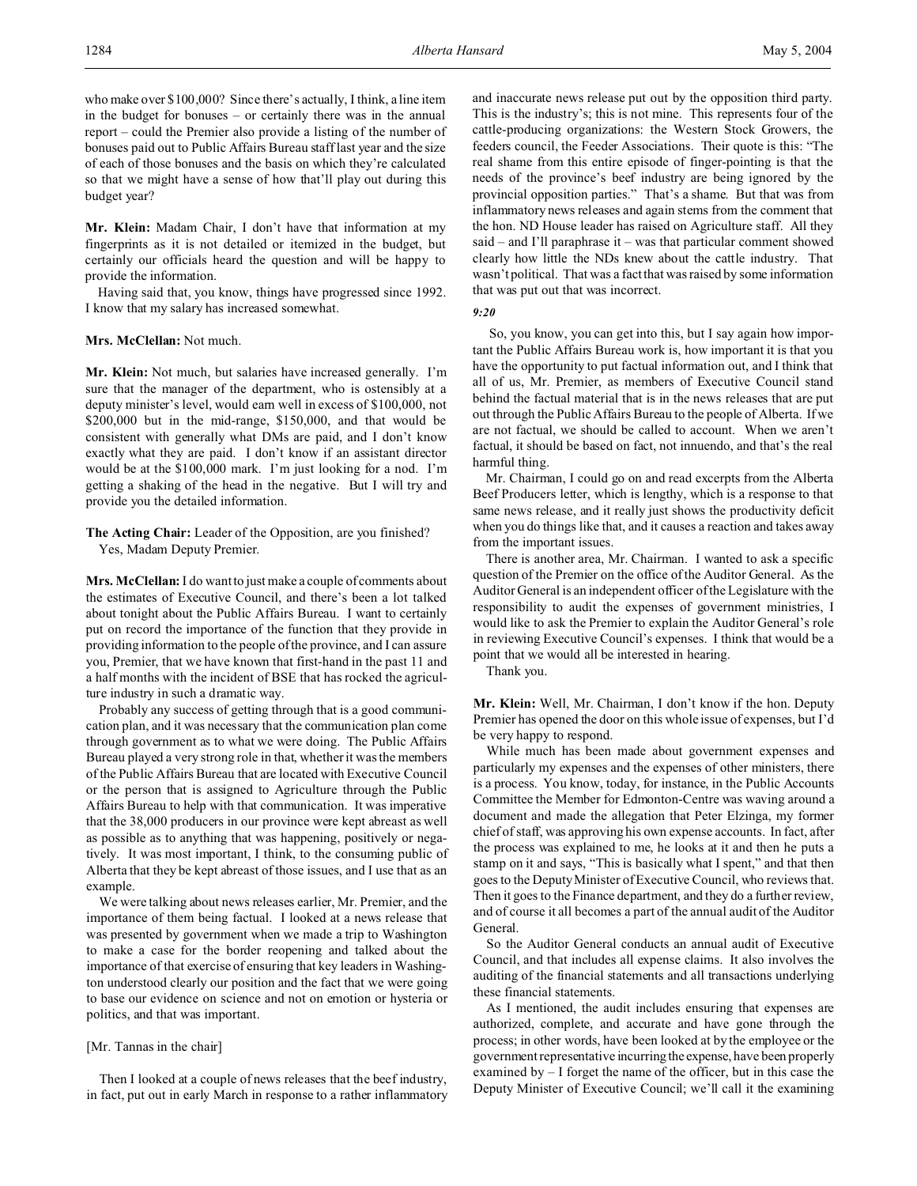who make over $100,000? Since there's actually, I think, a line item in the budget for bonuses – or certainly there was in the annual report – could the Premier also provide a listing of the number of bonuses paid out to Public Affairs Bureau staff last year and the size of each of those bonuses and the basis on which they're calculated so that we might have a sense of how that'll play out during this budget year?

**Mr. Klein:** Madam Chair, I don't have that information at my fingerprints as it is not detailed or itemized in the budget, but certainly our officials heard the question and will be happy to provide the information.

Having said that, you know, things have progressed since 1992. I know that my salary has increased somewhat.

**Mrs. McClellan:** Not much.

**Mr. Klein:** Not much, but salaries have increased generally. I'm sure that the manager of the department, who is ostensibly at a deputy minister's level, would earn well in excess of $100,000, not $200,000 but in the mid-range, $150,000, and that would be consistent with generally what DMs are paid, and I don't know exactly what they are paid. I don't know if an assistant director would be at the $100,000 mark. I'm just looking for a nod. I'm getting a shaking of the head in the negative. But I will try and provide you the detailed information.

**The Acting Chair:** Leader of the Opposition, are you finished?
Yes, Madam Deputy Premier.

**Mrs. McClellan:** I do want to just make a couple of comments about the estimates of Executive Council, and there's been a lot talked about tonight about the Public Affairs Bureau. I want to certainly put on record the importance of the function that they provide in providing information to the people of the province, and I can assure you, Premier, that we have known that first-hand in the past 11 and a half months with the incident of BSE that has rocked the agriculture industry in such a dramatic way.

Probably any success of getting through that is a good communication plan, and it was necessary that the communication plan come through government as to what we were doing. The Public Affairs Bureau played a very strong role in that, whether it was the members of the Public Affairs Bureau that are located with Executive Council or the person that is assigned to Agriculture through the Public Affairs Bureau to help with that communication. It was imperative that the 38,000 producers in our province were kept abreast as well as possible as to anything that was happening, positively or negatively. It was most important, I think, to the consuming public of Alberta that they be kept abreast of those issues, and I use that as an example.

We were talking about news releases earlier, Mr. Premier, and the importance of them being factual. I looked at a news release that was presented by government when we made a trip to Washington to make a case for the border reopening and talked about the importance of that exercise of ensuring that key leaders in Washington understood clearly our position and the fact that we were going to base our evidence on science and not on emotion or hysteria or politics, and that was important.

[Mr. Tannas in the chair]

Then I looked at a couple of news releases that the beef industry, in fact, put out in early March in response to a rather inflammatory and inaccurate news release put out by the opposition third party. This is the industry's; this is not mine. This represents four of the cattle-producing organizations: the Western Stock Growers, the feeders council, the Feeder Associations. Their quote is this: "The real shame from this entire episode of finger-pointing is that the needs of the province's beef industry are being ignored by the provincial opposition parties." That's a shame. But that was from inflammatory news releases and again stems from the comment that the hon. ND House leader has raised on Agriculture staff. All they said – and I'll paraphrase it – was that particular comment showed clearly how little the NDs knew about the cattle industry. That wasn't political. That was a fact that was raised by some information that was put out that was incorrect.

*9:20*

So, you know, you can get into this, but I say again how important the Public Affairs Bureau work is, how important it is that you have the opportunity to put factual information out, and I think that all of us, Mr. Premier, as members of Executive Council stand behind the factual material that is in the news releases that are put out through the Public Affairs Bureau to the people of Alberta. If we are not factual, we should be called to account. When we aren't factual, it should be based on fact, not innuendo, and that's the real harmful thing.

Mr. Chairman, I could go on and read excerpts from the Alberta Beef Producers letter, which is lengthy, which is a response to that same news release, and it really just shows the productivity deficit when you do things like that, and it causes a reaction and takes away from the important issues.

There is another area, Mr. Chairman. I wanted to ask a specific question of the Premier on the office of the Auditor General. As the Auditor General is an independent officer of the Legislature with the responsibility to audit the expenses of government ministries, I would like to ask the Premier to explain the Auditor General's role in reviewing Executive Council's expenses. I think that would be a point that we would all be interested in hearing.

Thank you.

**Mr. Klein:** Well, Mr. Chairman, I don't know if the hon. Deputy Premier has opened the door on this whole issue of expenses, but I'd be very happy to respond.

While much has been made about government expenses and particularly my expenses and the expenses of other ministers, there is a process. You know, today, for instance, in the Public Accounts Committee the Member for Edmonton-Centre was waving around a document and made the allegation that Peter Elzinga, my former chief of staff, was approving his own expense accounts. In fact, after the process was explained to me, he looks at it and then he puts a stamp on it and says, "This is basically what I spent," and that then goes to the Deputy Minister of Executive Council, who reviews that. Then it goes to the Finance department, and they do a further review, and of course it all becomes a part of the annual audit of the Auditor General.

So the Auditor General conducts an annual audit of Executive Council, and that includes all expense claims. It also involves the auditing of the financial statements and all transactions underlying these financial statements.

As I mentioned, the audit includes ensuring that expenses are authorized, complete, and accurate and have gone through the process; in other words, have been looked at by the employee or the government representative incurring the expense, have been properly examined by – I forget the name of the officer, but in this case the Deputy Minister of Executive Council; we'll call it the examining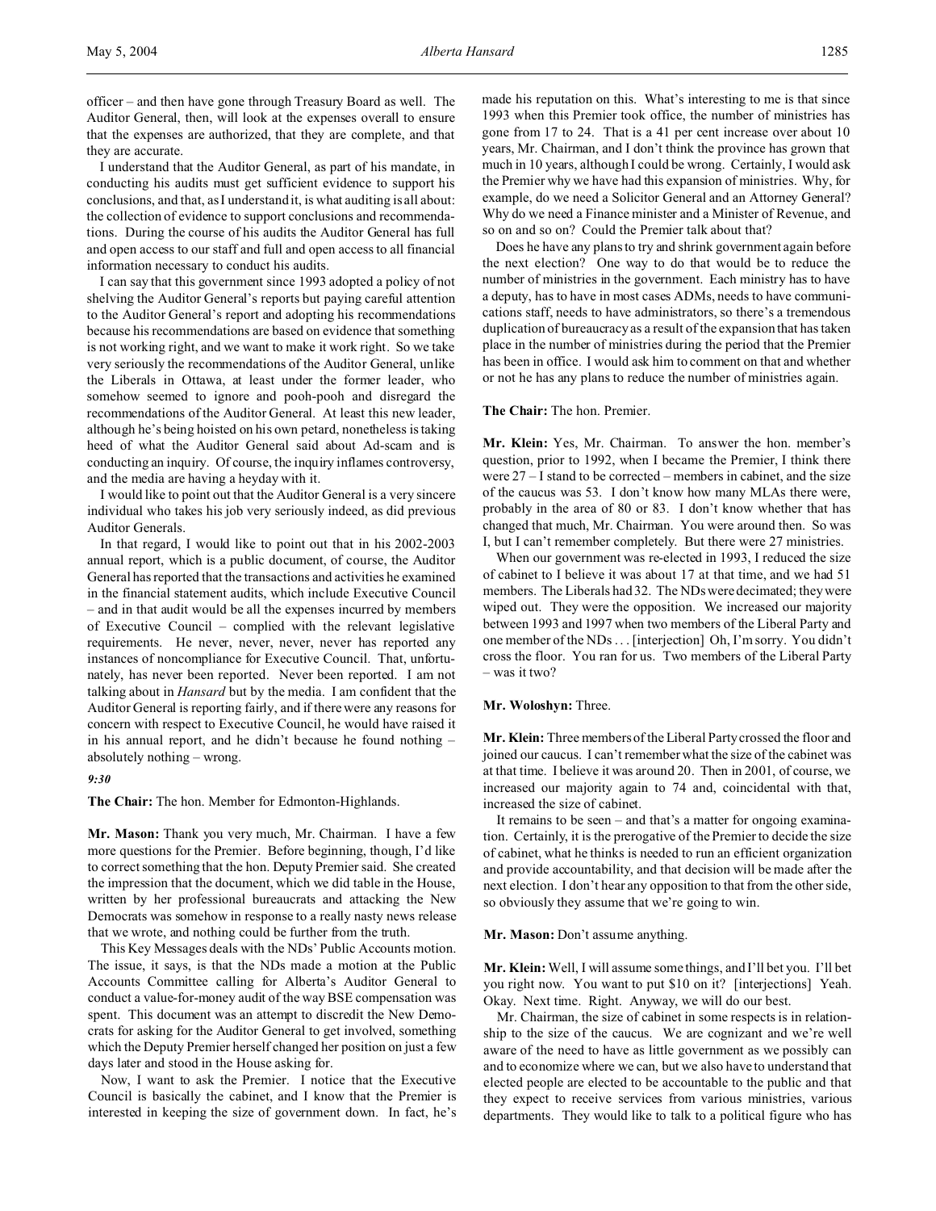officer – and then have gone through Treasury Board as well. The Auditor General, then, will look at the expenses overall to ensure that the expenses are authorized, that they are complete, and that they are accurate.

I understand that the Auditor General, as part of his mandate, in conducting his audits must get sufficient evidence to support his conclusions, and that, as I understand it, is what auditing is all about: the collection of evidence to support conclusions and recommendations. During the course of his audits the Auditor General has full and open access to our staff and full and open access to all financial information necessary to conduct his audits.

I can say that this government since 1993 adopted a policy of not shelving the Auditor General's reports but paying careful attention to the Auditor General's report and adopting his recommendations because his recommendations are based on evidence that something is not working right, and we want to make it work right. So we take very seriously the recommendations of the Auditor General, unlike the Liberals in Ottawa, at least under the former leader, who somehow seemed to ignore and pooh-pooh and disregard the recommendations of the Auditor General. At least this new leader, although he's being hoisted on his own petard, nonetheless is taking heed of what the Auditor General said about Ad-scam and is conducting an inquiry. Of course, the inquiry inflames controversy, and the media are having a heyday with it.

I would like to point out that the Auditor General is a very sincere individual who takes his job very seriously indeed, as did previous Auditor Generals.

In that regard, I would like to point out that in his 2002-2003 annual report, which is a public document, of course, the Auditor General has reported that the transactions and activities he examined in the financial statement audits, which include Executive Council – and in that audit would be all the expenses incurred by members of Executive Council – complied with the relevant legislative requirements. He never, never, never, never has reported any instances of noncompliance for Executive Council. That, unfortunately, has never been reported. Never been reported. I am not talking about in *Hansard* but by the media. I am confident that the Auditor General is reporting fairly, and if there were any reasons for concern with respect to Executive Council, he would have raised it in his annual report, and he didn't because he found nothing – absolutely nothing – wrong.

*9:30*

**The Chair:** The hon. Member for Edmonton-Highlands.

**Mr. Mason:** Thank you very much, Mr. Chairman. I have a few more questions for the Premier. Before beginning, though, I'd like to correct something that the hon. Deputy Premier said. She created the impression that the document, which we did table in the House, written by her professional bureaucrats and attacking the New Democrats was somehow in response to a really nasty news release that we wrote, and nothing could be further from the truth.

This Key Messages deals with the NDs' Public Accounts motion. The issue, it says, is that the NDs made a motion at the Public Accounts Committee calling for Alberta's Auditor General to conduct a value-for-money audit of the way BSE compensation was spent. This document was an attempt to discredit the New Democrats for asking for the Auditor General to get involved, something which the Deputy Premier herself changed her position on just a few days later and stood in the House asking for.

Now, I want to ask the Premier. I notice that the Executive Council is basically the cabinet, and I know that the Premier is interested in keeping the size of government down. In fact, he's made his reputation on this. What's interesting to me is that since 1993 when this Premier took office, the number of ministries has gone from 17 to 24. That is a 41 per cent increase over about 10 years, Mr. Chairman, and I don't think the province has grown that much in 10 years, although I could be wrong. Certainly, I would ask the Premier why we have had this expansion of ministries. Why, for example, do we need a Solicitor General and an Attorney General? Why do we need a Finance minister and a Minister of Revenue, and so on and so on? Could the Premier talk about that?

Does he have any plans to try and shrink government again before the next election? One way to do that would be to reduce the number of ministries in the government. Each ministry has to have a deputy, has to have in most cases ADMs, needs to have communications staff, needs to have administrators, so there's a tremendous duplication of bureaucracy as a result of the expansion that has taken place in the number of ministries during the period that the Premier has been in office. I would ask him to comment on that and whether or not he has any plans to reduce the number of ministries again.

**The Chair:** The hon. Premier.

**Mr. Klein:** Yes, Mr. Chairman. To answer the hon. member's question, prior to 1992, when I became the Premier, I think there were 27 – I stand to be corrected – members in cabinet, and the size of the caucus was 53. I don't know how many MLAs there were, probably in the area of 80 or 83. I don't know whether that has changed that much, Mr. Chairman. You were around then. So was I, but I can't remember completely. But there were 27 ministries.

When our government was re-elected in 1993, I reduced the size of cabinet to I believe it was about 17 at that time, and we had 51 members. The Liberals had 32. The NDs were decimated; they were wiped out. They were the opposition. We increased our majority between 1993 and 1997 when two members of the Liberal Party and one member of the NDs . . . [interjection] Oh, I'm sorry. You didn't cross the floor. You ran for us. Two members of the Liberal Party – was it two?

**Mr. Woloshyn:** Three.

**Mr. Klein:** Three members of the Liberal Party crossed the floor and joined our caucus. I can't remember what the size of the cabinet was at that time. I believe it was around 20. Then in 2001, of course, we increased our majority again to 74 and, coincidental with that, increased the size of cabinet.

It remains to be seen – and that's a matter for ongoing examination. Certainly, it is the prerogative of the Premier to decide the size of cabinet, what he thinks is needed to run an efficient organization and provide accountability, and that decision will be made after the next election. I don't hear any opposition to that from the other side, so obviously they assume that we're going to win.

**Mr. Mason:** Don't assume anything.

**Mr. Klein:** Well, I will assume some things, and I'll bet you. I'll bet you right now. You want to put $10 on it? [interjections] Yeah. Okay. Next time. Right. Anyway, we will do our best.

Mr. Chairman, the size of cabinet in some respects is in relationship to the size of the caucus. We are cognizant and we're well aware of the need to have as little government as we possibly can and to economize where we can, but we also have to understand that elected people are elected to be accountable to the public and that they expect to receive services from various ministries, various departments. They would like to talk to a political figure who has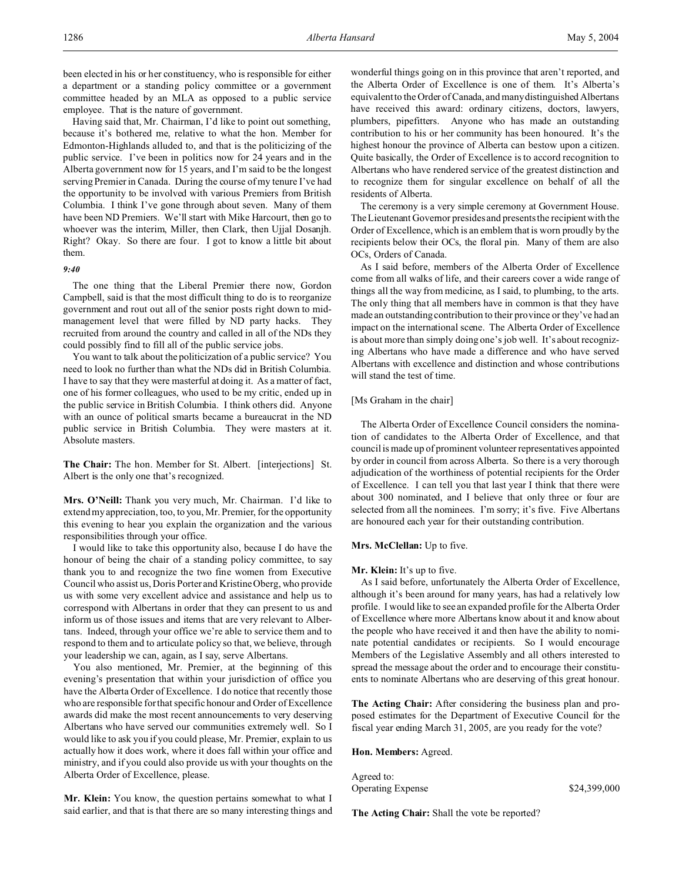been elected in his or her constituency, who is responsible for either a department or a standing policy committee or a government committee headed by an MLA as opposed to a public service employee. That is the nature of government.

Having said that, Mr. Chairman, I'd like to point out something, because it's bothered me, relative to what the hon. Member for Edmonton-Highlands alluded to, and that is the politicizing of the public service. I've been in politics now for 24 years and in the Alberta government now for 15 years, and I'm said to be the longest serving Premier in Canada. During the course of my tenure I've had the opportunity to be involved with various Premiers from British Columbia. I think I've gone through about seven. Many of them have been ND Premiers. We'll start with Mike Harcourt, then go to whoever was the interim, Miller, then Clark, then Ujjal Dosanjh. Right? Okay. So there are four. I got to know a little bit about them.

*9:40*

The one thing that the Liberal Premier there now, Gordon Campbell, said is that the most difficult thing to do is to reorganize government and rout out all of the senior posts right down to mid-management level that were filled by ND party hacks. They recruited from around the country and called in all of the NDs they could possibly find to fill all of the public service jobs.

You want to talk about the politicization of a public service? You need to look no further than what the NDs did in British Columbia. I have to say that they were masterful at doing it. As a matter of fact, one of his former colleagues, who used to be my critic, ended up in the public service in British Columbia. I think others did. Anyone with an ounce of political smarts became a bureaucrat in the ND public service in British Columbia. They were masters at it. Absolute masters.

**The Chair:** The hon. Member for St. Albert. [interjections] St. Albert is the only one that's recognized.

**Mrs. O'Neill:** Thank you very much, Mr. Chairman. I'd like to extend my appreciation, too, to you, Mr. Premier, for the opportunity this evening to hear you explain the organization and the various responsibilities through your office.

I would like to take this opportunity also, because I do have the honour of being the chair of a standing policy committee, to say thank you to and recognize the two fine women from Executive Council who assist us, Doris Porter and Kristine Oberg, who provide us with some very excellent advice and assistance and help us to correspond with Albertans in order that they can present to us and inform us of those issues and items that are very relevant to Albertans. Indeed, through your office we're able to service them and to respond to them and to articulate policy so that, we believe, through your leadership we can, again, as I say, serve Albertans.

You also mentioned, Mr. Premier, at the beginning of this evening's presentation that within your jurisdiction of office you have the Alberta Order of Excellence. I do notice that recently those who are responsible for that specific honour and Order of Excellence awards did make the most recent announcements to very deserving Albertans who have served our communities extremely well. So I would like to ask you if you could please, Mr. Premier, explain to us actually how it does work, where it does fall within your office and ministry, and if you could also provide us with your thoughts on the Alberta Order of Excellence, please.

**Mr. Klein:** You know, the question pertains somewhat to what I said earlier, and that is that there are so many interesting things and wonderful things going on in this province that aren't reported, and the Alberta Order of Excellence is one of them. It's Alberta's equivalent to the Order of Canada, and many distinguished Albertans have received this award: ordinary citizens, doctors, lawyers, plumbers, pipefitters. Anyone who has made an outstanding contribution to his or her community has been honoured. It's the highest honour the province of Alberta can bestow upon a citizen. Quite basically, the Order of Excellence is to accord recognition to Albertans who have rendered service of the greatest distinction and to recognize them for singular excellence on behalf of all the residents of Alberta.

The ceremony is a very simple ceremony at Government House. The Lieutenant Governor presides and presents the recipient with the Order of Excellence, which is an emblem that is worn proudly by the recipients below their OCs, the floral pin. Many of them are also OCs, Orders of Canada.

As I said before, members of the Alberta Order of Excellence come from all walks of life, and their careers cover a wide range of things all the way from medicine, as I said, to plumbing, to the arts. The only thing that all members have in common is that they have made an outstanding contribution to their province or they've had an impact on the international scene. The Alberta Order of Excellence is about more than simply doing one's job well. It's about recognizing Albertans who have made a difference and who have served Albertans with excellence and distinction and whose contributions will stand the test of time.

[Ms Graham in the chair]

The Alberta Order of Excellence Council considers the nomination of candidates to the Alberta Order of Excellence, and that council is made up of prominent volunteer representatives appointed by order in council from across Alberta. So there is a very thorough adjudication of the worthiness of potential recipients for the Order of Excellence. I can tell you that last year I think that there were about 300 nominated, and I believe that only three or four are selected from all the nominees. I'm sorry; it's five. Five Albertans are honoured each year for their outstanding contribution.

**Mrs. McClellan:** Up to five.

**Mr. Klein:** It's up to five.

As I said before, unfortunately the Alberta Order of Excellence, although it's been around for many years, has had a relatively low profile. I would like to see an expanded profile for the Alberta Order of Excellence where more Albertans know about it and know about the people who have received it and then have the ability to nominate potential candidates or recipients. So I would encourage Members of the Legislative Assembly and all others interested to spread the message about the order and to encourage their constituents to nominate Albertans who are deserving of this great honour.

**The Acting Chair:** After considering the business plan and proposed estimates for the Department of Executive Council for the fiscal year ending March 31, 2005, are you ready for the vote?

**Hon. Members:** Agreed.

Agreed to:
Operating Expense $24,399,000

**The Acting Chair:** Shall the vote be reported?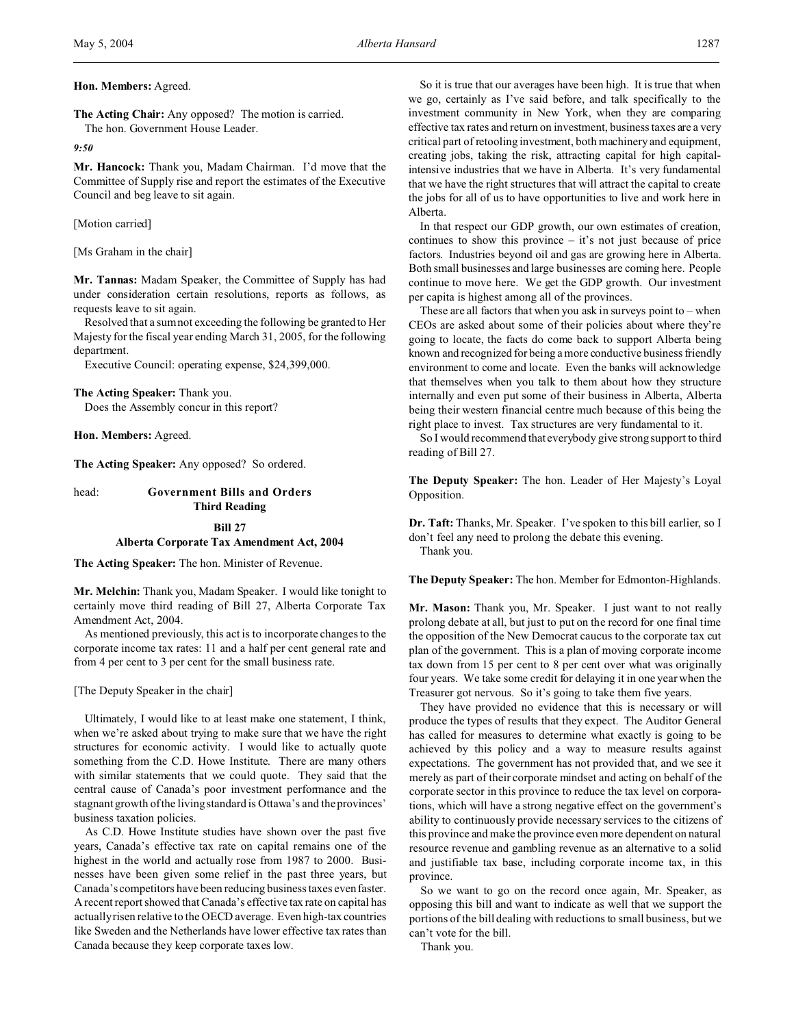**Hon. Members:** Agreed.

**The Acting Chair:** Any opposed? The motion is carried.

The hon. Government House Leader.

*9:50*

**Mr. Hancock:** Thank you, Madam Chairman. I'd move that the Committee of Supply rise and report the estimates of the Executive Council and beg leave to sit again.

[Motion carried]

[Ms Graham in the chair]

**Mr. Tannas:** Madam Speaker, the Committee of Supply has had under consideration certain resolutions, reports as follows, as requests leave to sit again.

Resolved that a sum not exceeding the following be granted to Her Majesty for the fiscal year ending March 31, 2005, for the following department.

Executive Council: operating expense, $24,399,000.

**The Acting Speaker:** Thank you.

Does the Assembly concur in this report?

**Hon. Members:** Agreed.

**The Acting Speaker:** Any opposed? So ordered.

head: **Government Bills and Orders**
**Third Reading**

## Bill 27
## Alberta Corporate Tax Amendment Act, 2004

**The Acting Speaker:** The hon. Minister of Revenue.

**Mr. Melchin:** Thank you, Madam Speaker. I would like tonight to certainly move third reading of Bill 27, Alberta Corporate Tax Amendment Act, 2004.

As mentioned previously, this act is to incorporate changes to the corporate income tax rates: 11 and a half per cent general rate and from 4 per cent to 3 per cent for the small business rate.

[The Deputy Speaker in the chair]

Ultimately, I would like to at least make one statement, I think, when we're asked about trying to make sure that we have the right structures for economic activity. I would like to actually quote something from the C.D. Howe Institute. There are many others with similar statements that we could quote. They said that the central cause of Canada's poor investment performance and the stagnant growth of the living standard is Ottawa's and the provinces' business taxation policies.

As C.D. Howe Institute studies have shown over the past five years, Canada's effective tax rate on capital remains one of the highest in the world and actually rose from 1987 to 2000. Businesses have been given some relief in the past three years, but Canada's competitors have been reducing business taxes even faster. A recent report showed that Canada's effective tax rate on capital has actually risen relative to the OECD average. Even high-tax countries like Sweden and the Netherlands have lower effective tax rates than Canada because they keep corporate taxes low.

So it is true that our averages have been high. It is true that when we go, certainly as I've said before, and talk specifically to the investment community in New York, when they are comparing effective tax rates and return on investment, business taxes are a very critical part of retooling investment, both machinery and equipment, creating jobs, taking the risk, attracting capital for high capital-intensive industries that we have in Alberta. It's very fundamental that we have the right structures that will attract the capital to create the jobs for all of us to have opportunities to live and work here in Alberta.

In that respect our GDP growth, our own estimates of creation, continues to show this province – it's not just because of price factors. Industries beyond oil and gas are growing here in Alberta. Both small businesses and large businesses are coming here. People continue to move here. We get the GDP growth. Our investment per capita is highest among all of the provinces.

These are all factors that when you ask in surveys point to – when CEOs are asked about some of their policies about where they're going to locate, the facts do come back to support Alberta being known and recognized for being a more conductive business friendly environment to come and locate. Even the banks will acknowledge that themselves when you talk to them about how they structure internally and even put some of their business in Alberta, Alberta being their western financial centre much because of this being the right place to invest. Tax structures are very fundamental to it.

So I would recommend that everybody give strong support to third reading of Bill 27.

**The Deputy Speaker:** The hon. Leader of Her Majesty's Loyal Opposition.

**Dr. Taft:** Thanks, Mr. Speaker. I've spoken to this bill earlier, so I don't feel any need to prolong the debate this evening.

Thank you.

**The Deputy Speaker:** The hon. Member for Edmonton-Highlands.

**Mr. Mason:** Thank you, Mr. Speaker. I just want to not really prolong debate at all, but just to put on the record for one final time the opposition of the New Democrat caucus to the corporate tax cut plan of the government. This is a plan of moving corporate income tax down from 15 per cent to 8 per cent over what was originally four years. We take some credit for delaying it in one year when the Treasurer got nervous. So it's going to take them five years.

They have provided no evidence that this is necessary or will produce the types of results that they expect. The Auditor General has called for measures to determine what exactly is going to be achieved by this policy and a way to measure results against expectations. The government has not provided that, and we see it merely as part of their corporate mindset and acting on behalf of the corporate sector in this province to reduce the tax level on corporations, which will have a strong negative effect on the government's ability to continuously provide necessary services to the citizens of this province and make the province even more dependent on natural resource revenue and gambling revenue as an alternative to a solid and justifiable tax base, including corporate income tax, in this province.

So we want to go on the record once again, Mr. Speaker, as opposing this bill and want to indicate as well that we support the portions of the bill dealing with reductions to small business, but we can't vote for the bill.

Thank you.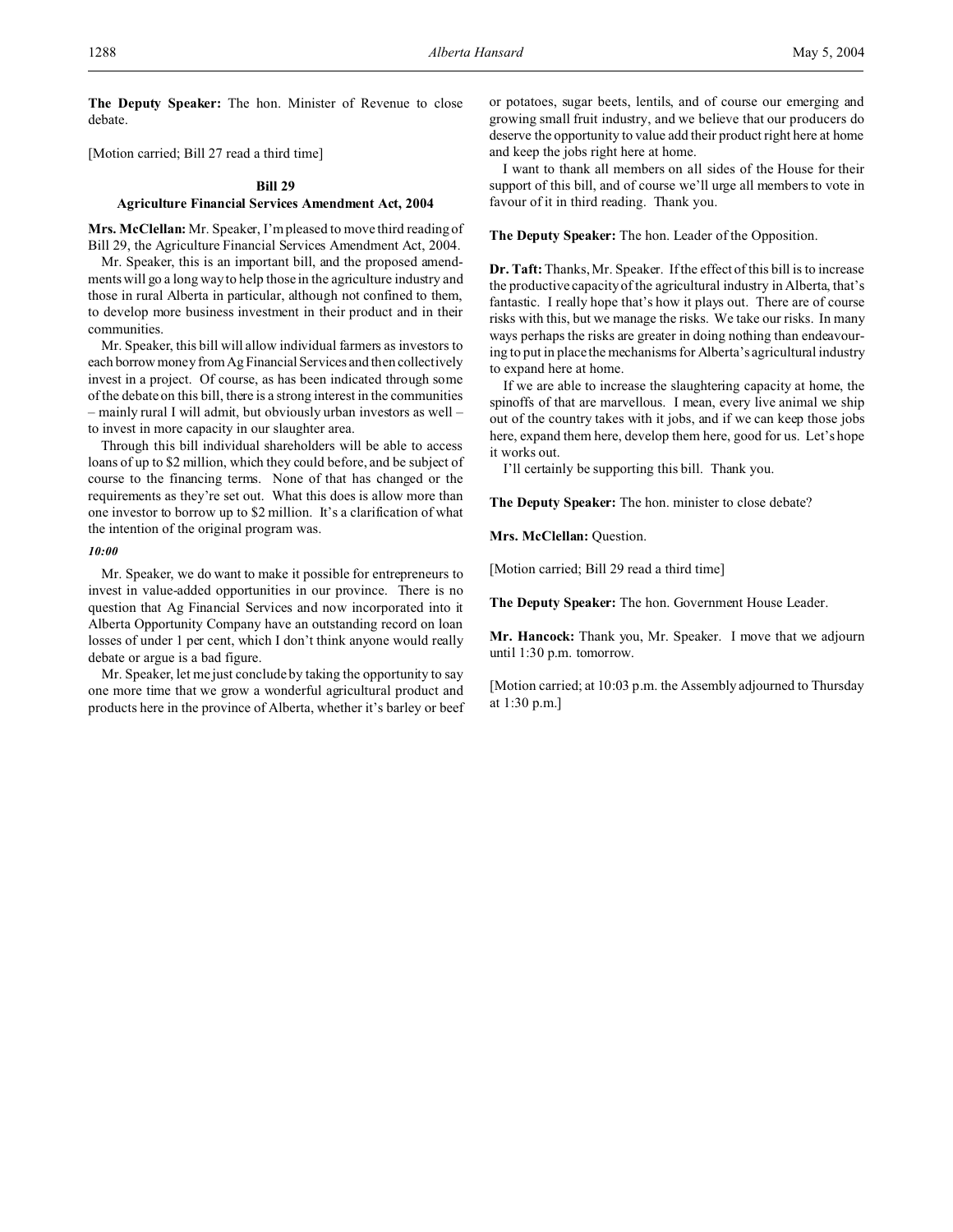**The Deputy Speaker:** The hon. Minister of Revenue to close debate.

[Motion carried; Bill 27 read a third time]

## Bill 29
## Agriculture Financial Services Amendment Act, 2004

**Mrs. McClellan:** Mr. Speaker, I'm pleased to move third reading of Bill 29, the Agriculture Financial Services Amendment Act, 2004.

Mr. Speaker, this is an important bill, and the proposed amendments will go a long way to help those in the agriculture industry and those in rural Alberta in particular, although not confined to them, to develop more business investment in their product and in their communities.

Mr. Speaker, this bill will allow individual farmers as investors to each borrow money from Ag Financial Services and then collectively invest in a project. Of course, as has been indicated through some of the debate on this bill, there is a strong interest in the communities – mainly rural I will admit, but obviously urban investors as well – to invest in more capacity in our slaughter area.

Through this bill individual shareholders will be able to access loans of up to $2 million, which they could before, and be subject of course to the financing terms. None of that has changed or the requirements as they're set out. What this does is allow more than one investor to borrow up to $2 million. It's a clarification of what the intention of the original program was.

*10:00*

Mr. Speaker, we do want to make it possible for entrepreneurs to invest in value-added opportunities in our province. There is no question that Ag Financial Services and now incorporated into it Alberta Opportunity Company have an outstanding record on loan losses of under 1 per cent, which I don't think anyone would really debate or argue is a bad figure.

Mr. Speaker, let me just conclude by taking the opportunity to say one more time that we grow a wonderful agricultural product and products here in the province of Alberta, whether it's barley or beef or potatoes, sugar beets, lentils, and of course our emerging and growing small fruit industry, and we believe that our producers do deserve the opportunity to value add their product right here at home and keep the jobs right here at home.

I want to thank all members on all sides of the House for their support of this bill, and of course we'll urge all members to vote in favour of it in third reading. Thank you.

**The Deputy Speaker:** The hon. Leader of the Opposition.

**Dr. Taft:** Thanks, Mr. Speaker. If the effect of this bill is to increase the productive capacity of the agricultural industry in Alberta, that's fantastic. I really hope that's how it plays out. There are of course risks with this, but we manage the risks. We take our risks. In many ways perhaps the risks are greater in doing nothing than endeavouring to put in place the mechanisms for Alberta's agricultural industry to expand here at home.

If we are able to increase the slaughtering capacity at home, the spinoffs of that are marvellous. I mean, every live animal we ship out of the country takes with it jobs, and if we can keep those jobs here, expand them here, develop them here, good for us. Let's hope it works out.

I'll certainly be supporting this bill. Thank you.

**The Deputy Speaker:** The hon. minister to close debate?

**Mrs. McClellan:** Question.

[Motion carried; Bill 29 read a third time]

**The Deputy Speaker:** The hon. Government House Leader.

**Mr. Hancock:** Thank you, Mr. Speaker. I move that we adjourn until 1:30 p.m. tomorrow.

[Motion carried; at 10:03 p.m. the Assembly adjourned to Thursday at 1:30 p.m.]